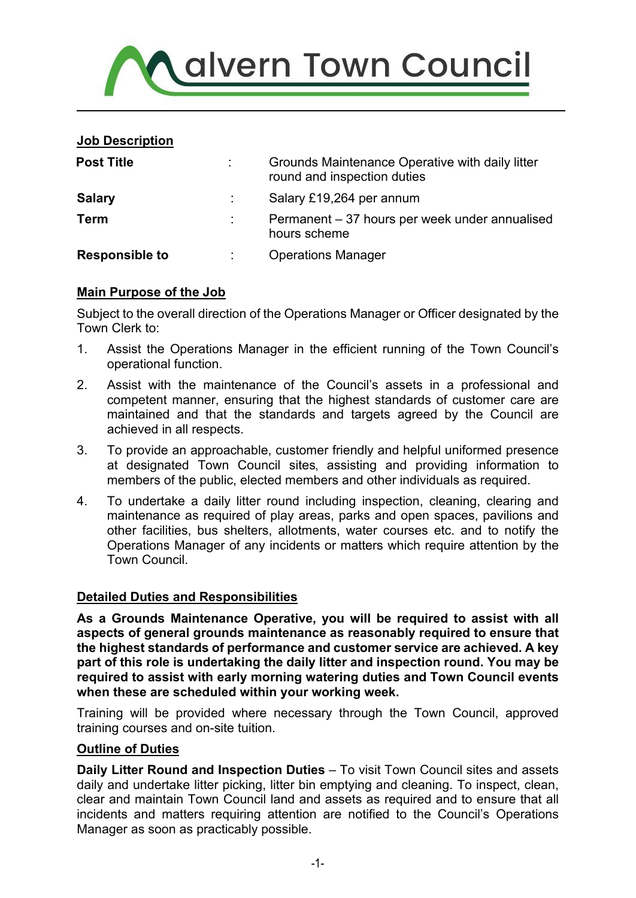# Malvern Town Council

**Job Description**

| | | |
|---|---|---|
| **Post Title** | : | Grounds Maintenance Operative with daily litter round and inspection duties |
| **Salary** | : | Salary £19,264 per annum |
| **Term** | : | Permanent – 37 hours per week under annualised hours scheme |
| **Responsible to** | : | Operations Manager |

## Main Purpose of the Job

Subject to the overall direction of the Operations Manager or Officer designated by the Town Clerk to:

1. Assist the Operations Manager in the efficient running of the Town Council's operational function.
2. Assist with the maintenance of the Council's assets in a professional and competent manner, ensuring that the highest standards of customer care are maintained and that the standards and targets agreed by the Council are achieved in all respects.
3. To provide an approachable, customer friendly and helpful uniformed presence at designated Town Council sites, assisting and providing information to members of the public, elected members and other individuals as required.
4. To undertake a daily litter round including inspection, cleaning, clearing and maintenance as required of play areas, parks and open spaces, pavilions and other facilities, bus shelters, allotments, water courses etc. and to notify the Operations Manager of any incidents or matters which require attention by the Town Council.

## Detailed Duties and Responsibilities

**As a Grounds Maintenance Operative, you will be required to assist with all aspects of general grounds maintenance as reasonably required to ensure that the highest standards of performance and customer service are achieved. A key part of this role is undertaking the daily litter and inspection round. You may be required to assist with early morning watering duties and Town Council events when these are scheduled within your working week.**

Training will be provided where necessary through the Town Council, approved training courses and on-site tuition.

## Outline of Duties

**Daily Litter Round and Inspection Duties** – To visit Town Council sites and assets daily and undertake litter picking, litter bin emptying and cleaning. To inspect, clean, clear and maintain Town Council land and assets as required and to ensure that all incidents and matters requiring attention are notified to the Council's Operations Manager as soon as practicably possible.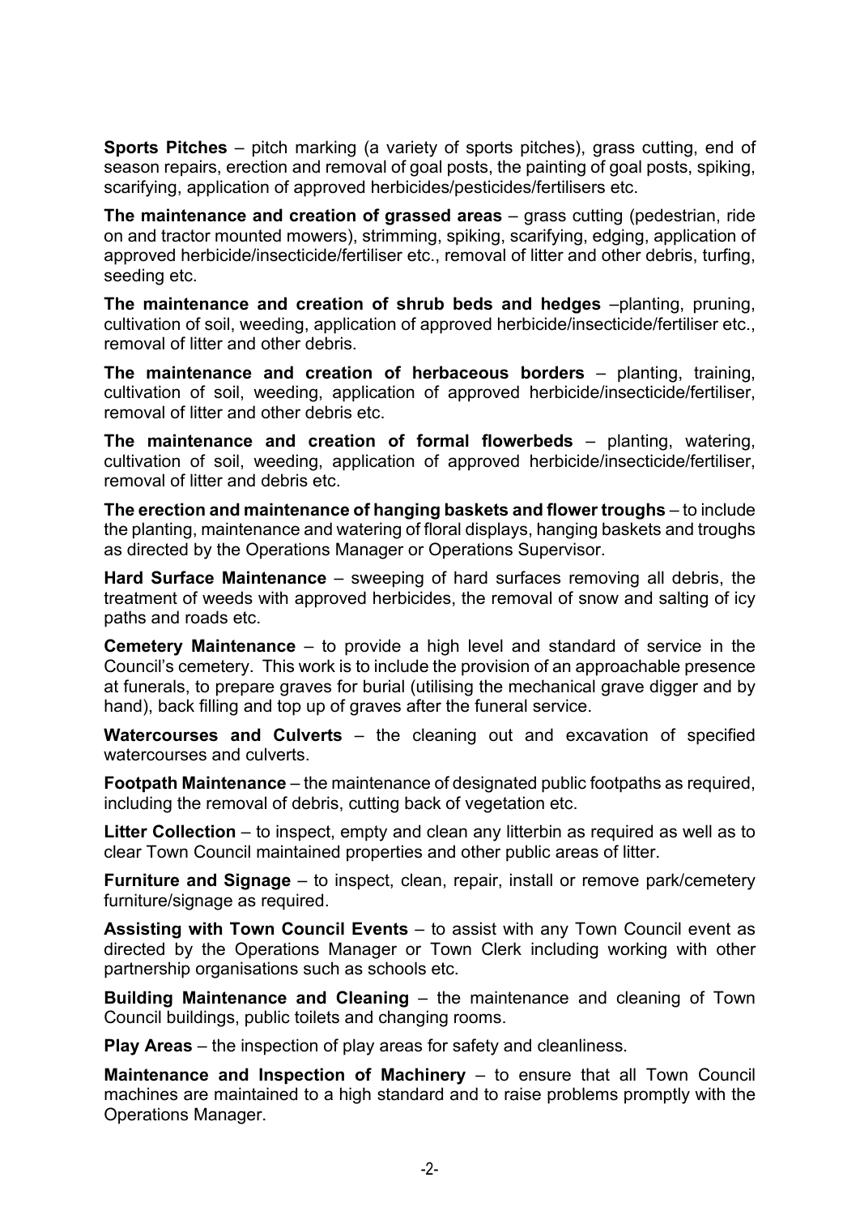**Sports Pitches** – pitch marking (a variety of sports pitches), grass cutting, end of season repairs, erection and removal of goal posts, the painting of goal posts, spiking, scarifying, application of approved herbicides/pesticides/fertilisers etc.

**The maintenance and creation of grassed areas** – grass cutting (pedestrian, ride on and tractor mounted mowers), strimming, spiking, scarifying, edging, application of approved herbicide/insecticide/fertiliser etc., removal of litter and other debris, turfing, seeding etc.

**The maintenance and creation of shrub beds and hedges** –planting, pruning, cultivation of soil, weeding, application of approved herbicide/insecticide/fertiliser etc., removal of litter and other debris.

**The maintenance and creation of herbaceous borders** – planting, training, cultivation of soil, weeding, application of approved herbicide/insecticide/fertiliser, removal of litter and other debris etc.

**The maintenance and creation of formal flowerbeds** – planting, watering, cultivation of soil, weeding, application of approved herbicide/insecticide/fertiliser, removal of litter and debris etc.

**The erection and maintenance of hanging baskets and flower troughs** – to include the planting, maintenance and watering of floral displays, hanging baskets and troughs as directed by the Operations Manager or Operations Supervisor.

**Hard Surface Maintenance** – sweeping of hard surfaces removing all debris, the treatment of weeds with approved herbicides, the removal of snow and salting of icy paths and roads etc.

**Cemetery Maintenance** – to provide a high level and standard of service in the Council's cemetery. This work is to include the provision of an approachable presence at funerals, to prepare graves for burial (utilising the mechanical grave digger and by hand), back filling and top up of graves after the funeral service.

**Watercourses and Culverts** – the cleaning out and excavation of specified watercourses and culverts.

**Footpath Maintenance** – the maintenance of designated public footpaths as required, including the removal of debris, cutting back of vegetation etc.

**Litter Collection** – to inspect, empty and clean any litterbin as required as well as to clear Town Council maintained properties and other public areas of litter.

**Furniture and Signage** – to inspect, clean, repair, install or remove park/cemetery furniture/signage as required.

**Assisting with Town Council Events** – to assist with any Town Council event as directed by the Operations Manager or Town Clerk including working with other partnership organisations such as schools etc.

**Building Maintenance and Cleaning** – the maintenance and cleaning of Town Council buildings, public toilets and changing rooms.

**Play Areas** – the inspection of play areas for safety and cleanliness.

**Maintenance and Inspection of Machinery** – to ensure that all Town Council machines are maintained to a high standard and to raise problems promptly with the Operations Manager.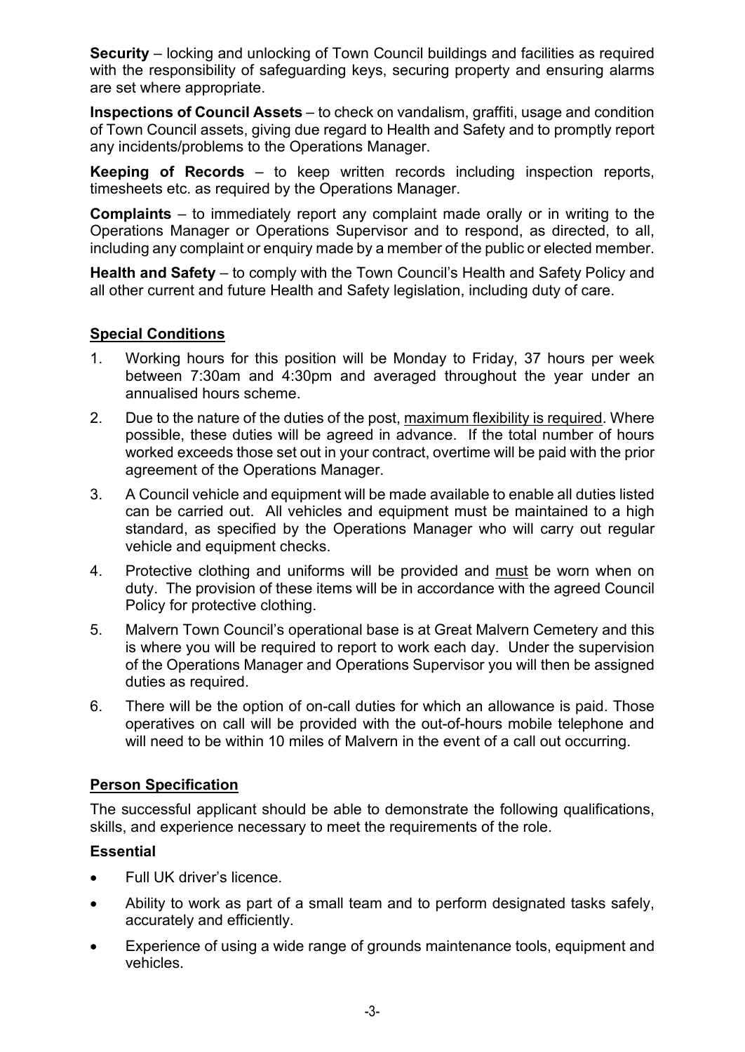**Security** – locking and unlocking of Town Council buildings and facilities as required with the responsibility of safeguarding keys, securing property and ensuring alarms are set where appropriate.

**Inspections of Council Assets** – to check on vandalism, graffiti, usage and condition of Town Council assets, giving due regard to Health and Safety and to promptly report any incidents/problems to the Operations Manager.

**Keeping of Records** – to keep written records including inspection reports, timesheets etc. as required by the Operations Manager.

**Complaints** – to immediately report any complaint made orally or in writing to the Operations Manager or Operations Supervisor and to respond, as directed, to all, including any complaint or enquiry made by a member of the public or elected member.

**Health and Safety** – to comply with the Town Council's Health and Safety Policy and all other current and future Health and Safety legislation, including duty of care.

## Special Conditions

1. Working hours for this position will be Monday to Friday, 37 hours per week between 7:30am and 4:30pm and averaged throughout the year under an annualised hours scheme.
2. Due to the nature of the duties of the post, maximum flexibility is required. Where possible, these duties will be agreed in advance. If the total number of hours worked exceeds those set out in your contract, overtime will be paid with the prior agreement of the Operations Manager.
3. A Council vehicle and equipment will be made available to enable all duties listed can be carried out. All vehicles and equipment must be maintained to a high standard, as specified by the Operations Manager who will carry out regular vehicle and equipment checks.
4. Protective clothing and uniforms will be provided and must be worn when on duty. The provision of these items will be in accordance with the agreed Council Policy for protective clothing.
5. Malvern Town Council's operational base is at Great Malvern Cemetery and this is where you will be required to report to work each day. Under the supervision of the Operations Manager and Operations Supervisor you will then be assigned duties as required.
6. There will be the option of on-call duties for which an allowance is paid. Those operatives on call will be provided with the out-of-hours mobile telephone and will need to be within 10 miles of Malvern in the event of a call out occurring.

## Person Specification

The successful applicant should be able to demonstrate the following qualifications, skills, and experience necessary to meet the requirements of the role.

### Essential

- Full UK driver's licence.
- Ability to work as part of a small team and to perform designated tasks safely, accurately and efficiently.
- Experience of using a wide range of grounds maintenance tools, equipment and vehicles.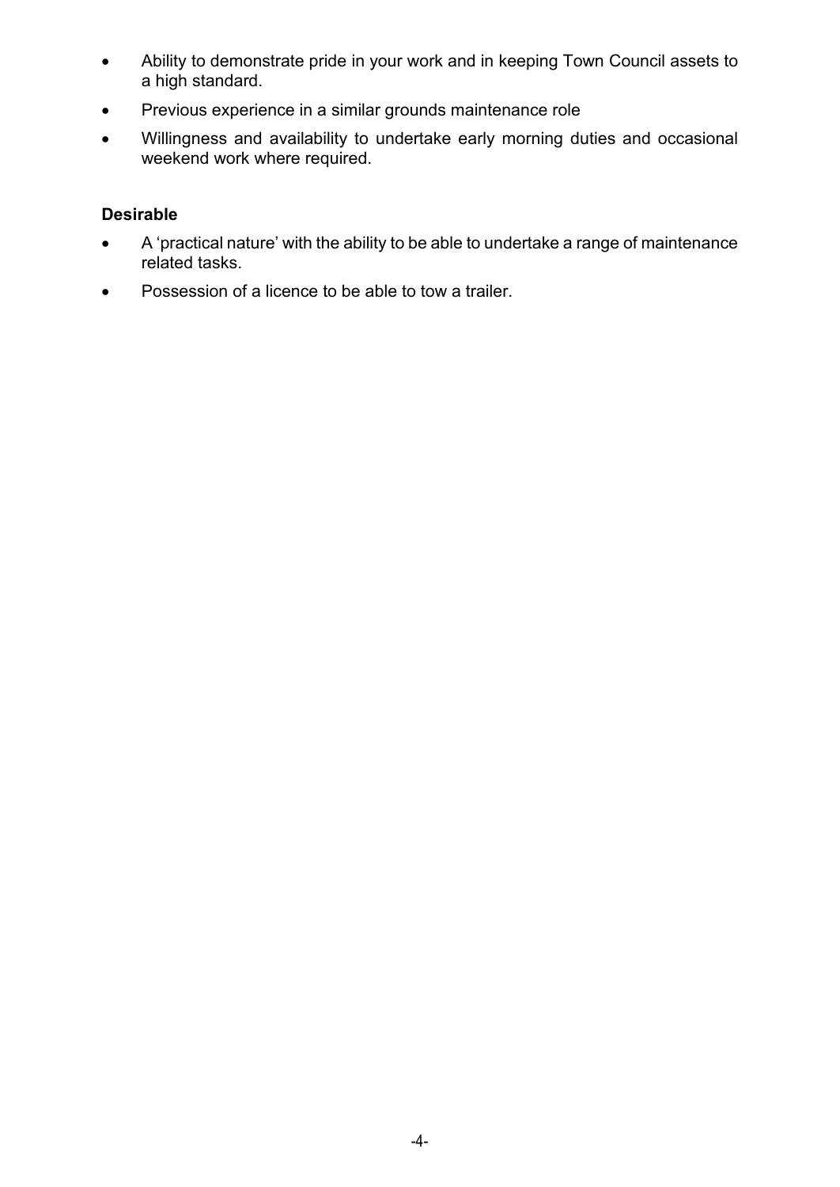- Ability to demonstrate pride in your work and in keeping Town Council assets to a high standard.
- Previous experience in a similar grounds maintenance role
- Willingness and availability to undertake early morning duties and occasional weekend work where required.

**Desirable**

- A ‘practical nature’ with the ability to be able to undertake a range of maintenance related tasks.
- Possession of a licence to be able to tow a trailer.